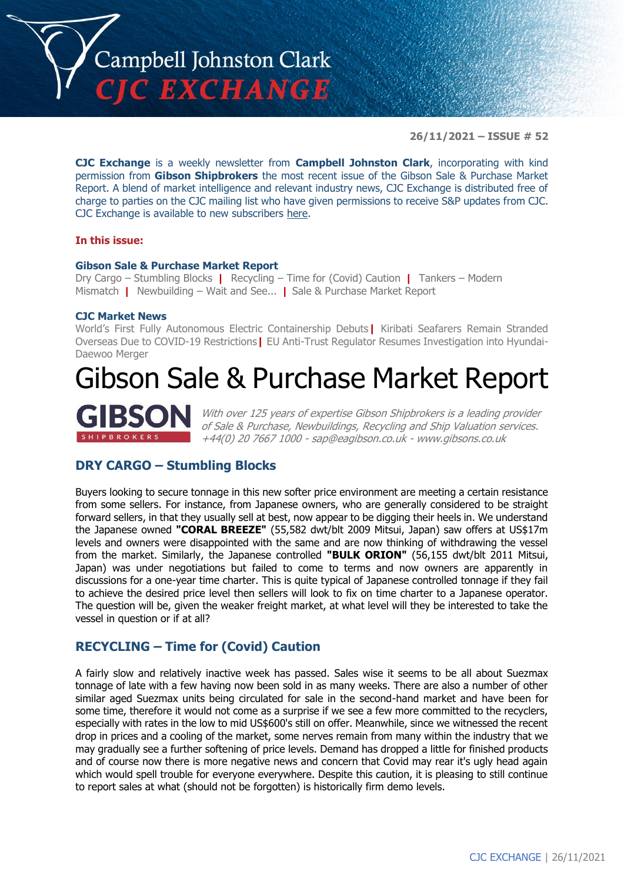# Campbell Johnston Clark CJC EXCHANGE

**26/11/2021 – ISSUE # 52**

**CJC Exchange** is a weekly newsletter from **Campbell Johnston Clark**, incorporating with kind permission from **Gibson Shipbrokers** the most recent issue of the Gibson Sale & Purchase Market Report. A blend of market intelligence and relevant industry news, CJC Exchange is distributed free of charge to parties on the CJC mailing list who have given permissions to receive S&P updates from CJC. CJC Exchange is available to new subscribers here.

**In this issue:**

**Gibson Sale & Purchase Market Report**

Dry Cargo – Stumbling Blocks | Recycling – Time for (Covid) Caution | Tankers – Modern Mismatch | Newbuilding – Wait and See... | Sale & Purchase Market Report

**CJC Market News**

World's First Fully Autonomous Electric Containership Debuts | Kiribati Seafarers Remain Stranded Overseas Due to COVID-19 Restrictions | EU Anti-Trust Regulator Resumes Investigation into Hyundai-Daewoo Merger

# Gibson Sale & Purchase Market Report

**GIBSON SHIPBROKERS**

*With over 125 years of expertise Gibson Shipbrokers is a leading provider of Sale & Purchase, Newbuildings, Recycling and Ship Valuation services. +44(0) 20 7667 1000 - sap@eagibson.co.uk - www.gibsons.co.uk*

## DRY CARGO – Stumbling Blocks

Buyers looking to secure tonnage in this new softer price environment are meeting a certain resistance from some sellers. For instance, from Japanese owners, who are generally considered to be straight forward sellers, in that they usually sell at best, now appear to be digging their heels in. We understand the Japanese owned **"CORAL BREEZE"** (55,582 dwt/blt 2009 Mitsui, Japan) saw offers at US$17m levels and owners were disappointed with the same and are now thinking of withdrawing the vessel from the market. Similarly, the Japanese controlled **"BULK ORION"** (56,155 dwt/blt 2011 Mitsui, Japan) was under negotiations but failed to come to terms and now owners are apparently in discussions for a one-year time charter. This is quite typical of Japanese controlled tonnage if they fail to achieve the desired price level then sellers will look to fix on time charter to a Japanese operator. The question will be, given the weaker freight market, at what level will they be interested to take the vessel in question or if at all?

## RECYCLING – Time for (Covid) Caution

A fairly slow and relatively inactive week has passed. Sales wise it seems to be all about Suezmax tonnage of late with a few having now been sold in as many weeks. There are also a number of other similar aged Suezmax units being circulated for sale in the second-hand market and have been for some time, therefore it would not come as a surprise if we see a few more committed to the recyclers, especially with rates in the low to mid US$600's still on offer. Meanwhile, since we witnessed the recent drop in prices and a cooling of the market, some nerves remain from many within the industry that we may gradually see a further softening of price levels. Demand has dropped a little for finished products and of course now there is more negative news and concern that Covid may rear it's ugly head again which would spell trouble for everyone everywhere. Despite this caution, it is pleasing to still continue to report sales at what (should not be forgotten) is historically firm demo levels.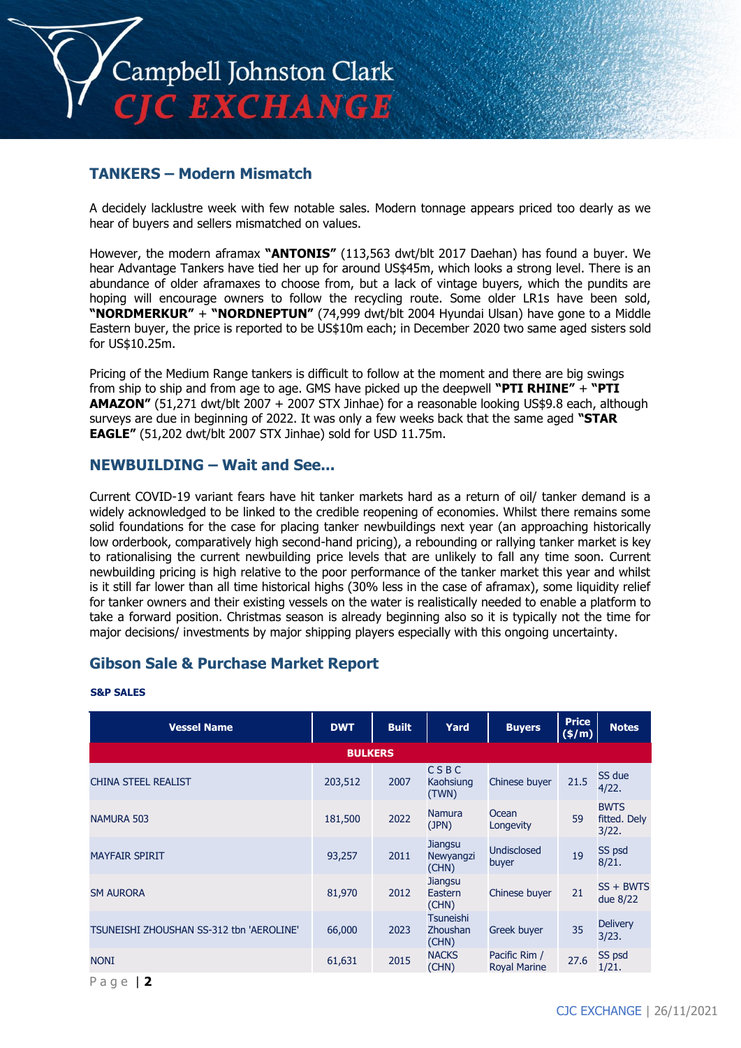## TANKERS – Modern Mismatch

A decidely lacklustre week with few notable sales. Modern tonnage appears priced too dearly as we hear of buyers and sellers mismatched on values.

However, the modern aframax **"ANTONIS"** (113,563 dwt/blt 2017 Daehan) has found a buyer. We hear Advantage Tankers have tied her up for around US$45m, which looks a strong level. There is an abundance of older aframaxes to choose from, but a lack of vintage buyers, which the pundits are hoping will encourage owners to follow the recycling route. Some older LR1s have been sold, **"NORDMERKUR"** + **"NORDNEPTUN"** (74,999 dwt/blt 2004 Hyundai Ulsan) have gone to a Middle Eastern buyer, the price is reported to be US$10m each; in December 2020 two same aged sisters sold for US$10.25m.

Pricing of the Medium Range tankers is difficult to follow at the moment and there are big swings from ship to ship and from age to age. GMS have picked up the deepwell **"PTI RHINE"** + **"PTI AMAZON"** (51,271 dwt/blt 2007 + 2007 STX Jinhae) for a reasonable looking US$9.8 each, although surveys are due in beginning of 2022. It was only a few weeks back that the same aged **"STAR EAGLE"** (51,202 dwt/blt 2007 STX Jinhae) sold for USD 11.75m.

## NEWBUILDING – Wait and See...

Current COVID-19 variant fears have hit tanker markets hard as a return of oil/ tanker demand is a widely acknowledged to be linked to the credible reopening of economies. Whilst there remains some solid foundations for the case for placing tanker newbuildings next year (an approaching historically low orderbook, comparatively high second-hand pricing), a rebounding or rallying tanker market is key to rationalising the current newbuilding price levels that are unlikely to fall any time soon. Current newbuilding pricing is high relative to the poor performance of the tanker market this year and whilst is it still far lower than all time historical highs (30% less in the case of aframax), some liquidity relief for tanker owners and their existing vessels on the water is realistically needed to enable a platform to take a forward position. Christmas season is already beginning also so it is typically not the time for major decisions/ investments by major shipping players especially with this ongoing uncertainty.

## Gibson Sale & Purchase Market Report

**S&P SALES**

| Vessel Name | DWT | Built | Yard | Buyers | Price ($/m) | Notes |
|---|---|---|---|---|---|---|
| **BULKERS** | | | | | | |
| CHINA STEEL REALIST | 203,512 | 2007 | C S B C Kaohsiung (TWN) | Chinese buyer | 21.5 | SS due 4/22. |
| NAMURA 503 | 181,500 | 2022 | Namura (JPN) | Ocean Longevity | 59 | BWTS fitted. Dely 3/22. |
| MAYFAIR SPIRIT | 93,257 | 2011 | Jiangsu Newyangzi (CHN) | Undisclosed buyer | 19 | SS psd 8/21. |
| SM AURORA | 81,970 | 2012 | Jiangsu Eastern (CHN) | Chinese buyer | 21 | SS + BWTS due 8/22 |
| TSUNEISHI ZHOUSHAN SS-312 tbn 'AEROLINE' | 66,000 | 2023 | Tsuneishi Zhoushan (CHN) | Greek buyer | 35 | Delivery 3/23. |
| NONI | 61,631 | 2015 | NACKS (CHN) | Pacific Rim / Royal Marine | 27.6 | SS psd 1/21. |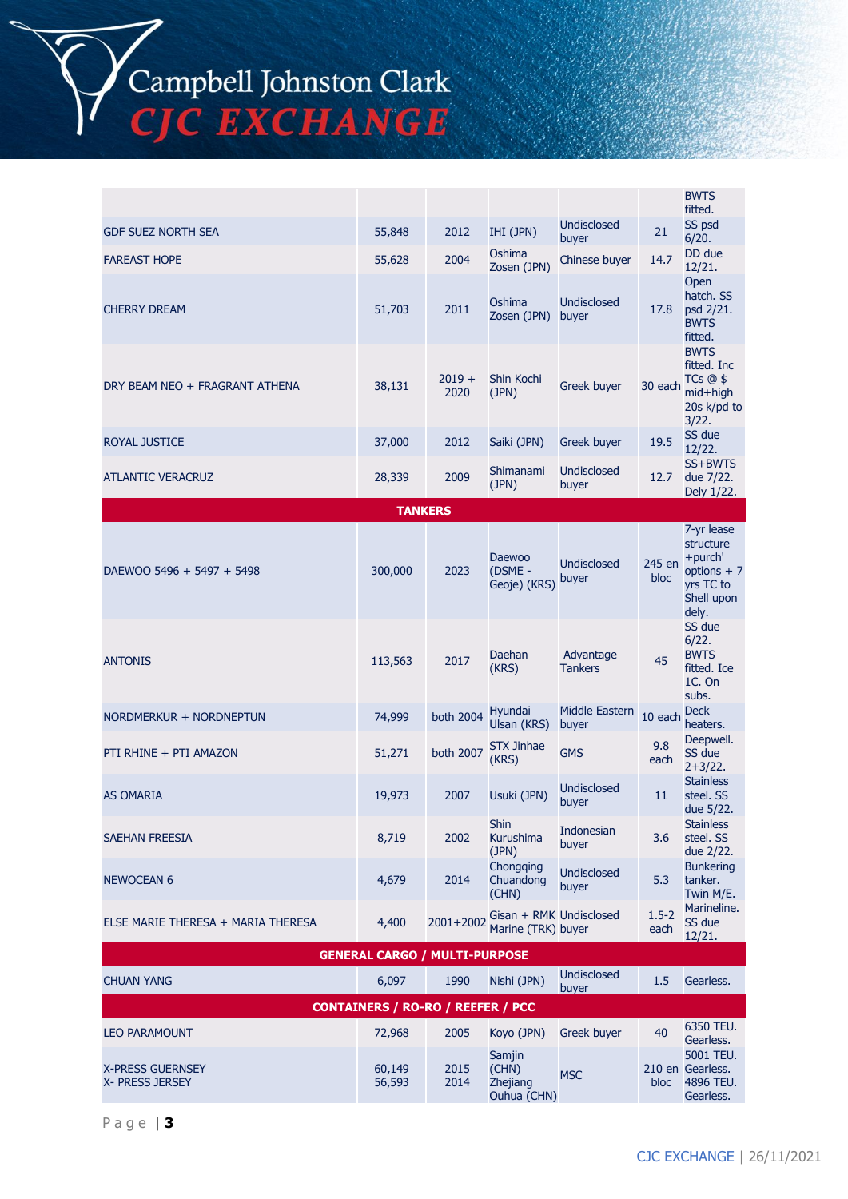| | | | | | | |
|---|---|---|---|---|---|---|
| | | | | | | BWTS fitted. |
| GDF SUEZ NORTH SEA | 55,848 | 2012 | IHI (JPN) | Undisclosed buyer | 21 | SS psd 6/20. |
| FAREAST HOPE | 55,628 | 2004 | Oshima Zosen (JPN) | Chinese buyer | 14.7 | DD due 12/21. |
| CHERRY DREAM | 51,703 | 2011 | Oshima Zosen (JPN) | Undisclosed buyer | 17.8 | Open hatch. SS psd 2/21. BWTS fitted. |
| DRY BEAM NEO + FRAGRANT ATHENA | 38,131 | 2019 + 2020 | Shin Kochi (JPN) | Greek buyer | 30 each | BWTS fitted. Inc TCs @ $ mid+high 20s k/pd to 3/22. |
| ROYAL JUSTICE | 37,000 | 2012 | Saiki (JPN) | Greek buyer | 19.5 | SS due 12/22. |
| ATLANTIC VERACRUZ | 28,339 | 2009 | Shimanami (JPN) | Undisclosed buyer | 12.7 | SS+BWTS due 7/22. Dely 1/22. |
| **TANKERS** | | | | | | |
| DAEWOO 5496 + 5497 + 5498 | 300,000 | 2023 | Daewoo (DSME - Geoje) (KRS) | Undisclosed buyer | 245 en bloc | 7-yr lease structure +purch' options + 7 yrs TC to Shell upon dely. |
| ANTONIS | 113,563 | 2017 | Daehan (KRS) | Advantage Tankers | 45 | SS due 6/22. BWTS fitted. Ice 1C. On subs. |
| NORDMERKUR + NORDNEPTUN | 74,999 | both 2004 | Hyundai Ulsan (KRS) | Middle Eastern buyer | 10 each | Deck heaters. |
| PTI RHINE + PTI AMAZON | 51,271 | both 2007 | STX Jinhae (KRS) | GMS | 9.8 each | Deepwell. SS due 2+3/22. |
| AS OMARIA | 19,973 | 2007 | Usuki (JPN) | Undisclosed buyer | 11 | Stainless steel. SS due 5/22. |
| SAEHAN FREESIA | 8,719 | 2002 | Shin Kurushima (JPN) | Indonesian buyer | 3.6 | Stainless steel. SS due 2/22. |
| NEWOCEAN 6 | 4,679 | 2014 | Chongqing Chuandong (CHN) | Undisclosed buyer | 5.3 | Bunkering tanker. Twin M/E. |
| ELSE MARIE THERESA + MARIA THERESA | 4,400 | 2001+2002 | Gisan + RMK Marine (TRK) | Undisclosed buyer | 1.5-2 each | Marineline. SS due 12/21. |
| **GENERAL CARGO / MULTI-PURPOSE** | | | | | | |
| CHUAN YANG | 6,097 | 1990 | Nishi (JPN) | Undisclosed buyer | 1.5 | Gearless. |
| **CONTAINERS / RO-RO / REEFER / PCC** | | | | | | |
| LEO PARAMOUNT | 72,968 | 2005 | Koyo (JPN) | Greek buyer | 40 | 6350 TEU. Gearless. |
| X-PRESS GUERNSEY<br>X- PRESS JERSEY | 60,149<br>56,593 | 2015<br>2014 | Samjin (CHN)<br>Zhejiang Ouhua (CHN) | MSC | 210 en bloc | 5001 TEU. Gearless. 4896 TEU. Gearless. |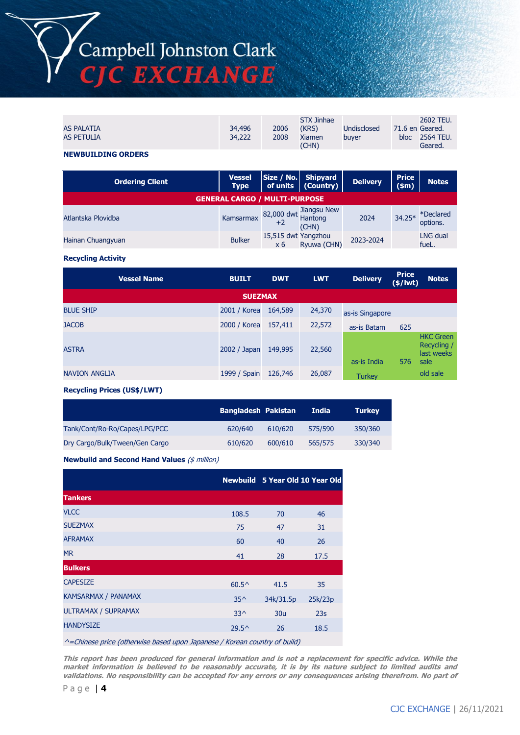| | | | | | | |
|---|---|---|---|---|---|---|
| AS PALATIA<br>AS PETULIA | 34,496<br>34,222 | 2006<br>2008 | STX Jinhae (KRS)<br>Xiamen (CHN) | Undisclosed buyer | 71.6 en bloc | 2602 TEU. Geared.<br>2564 TEU. Geared. |

**NEWBUILDING ORDERS**

| Ordering Client | Vessel Type | Size / No. of units | Shipyard (Country) | Delivery | Price ($m) | Notes |
|---|---|---|---|---|---|---|
| **GENERAL CARGO / MULTI-PURPOSE** | | | | | | |
| Atlantska Plovidba | Kamsarmax | 82,000 dwt +2 | Jiangsu New Hantong (CHN) | 2024 | 34.25* | *Declared options. |
| Hainan Chuangyuan | Bulker | 15,515 dwt x 6 | Yangzhou Ryuwa (CHN) | 2023-2024 | | LNG dual fueL. |

**Recycling Activity**

| Vessel Name | BUILT | DWT | LWT | Delivery | Price ($/lwt) | Notes |
|---|---|---|---|---|---|---|
| **SUEZMAX** | | | | | | |
| BLUE SHIP | 2001 / Korea | 164,589 | 24,370 | as-is Singapore | | |
| JACOB | 2000 / Korea | 157,411 | 22,572 | as-is Batam | 625 | |
| ASTRA | 2002 / Japan | 149,995 | 22,560 | as-is India | 576 | HKC Green Recycling / last weeks sale |
| NAVION ANGLIA | 1999 / Spain | 126,746 | 26,087 | Turkey | | old sale |

**Recycling Prices (US$/LWT)**

| | Bangladesh | Pakistan | India | Turkey |
|---|---|---|---|---|
| Tank/Cont/Ro-Ro/Capes/LPG/PCC | 620/640 | 610/620 | 575/590 | 350/360 |
| Dry Cargo/Bulk/Tween/Gen Cargo | 610/620 | 600/610 | 565/575 | 330/340 |

**Newbuild and Second Hand Values** *($ million)*

| | Newbuild | 5 Year Old | 10 Year Old |
|---|---|---|---|
| **Tankers** | | | |
| VLCC | 108.5 | 70 | 46 |
| SUEZMAX | 75 | 47 | 31 |
| AFRAMAX | 60 | 40 | 26 |
| MR | 41 | 28 | 17.5 |
| **Bulkers** | | | |
| CAPESIZE | 60.5^ | 41.5 | 35 |
| KAMSARMAX / PANAMAX | 35^ | 34k/31.5p | 25k/23p |
| ULTRAMAX / SUPRAMAX | 33^ | 30u | 23s |
| HANDYSIZE | 29.5^ | 26 | 18.5 |

*^=Chinese price (otherwise based upon Japanese / Korean country of build)*

***This report has been produced for general information and is not a replacement for specific advice. While the market information is believed to be reasonably accurate, it is by its nature subject to limited audits and validations. No responsibility can be accepted for any errors or any consequences arising therefrom. No part of***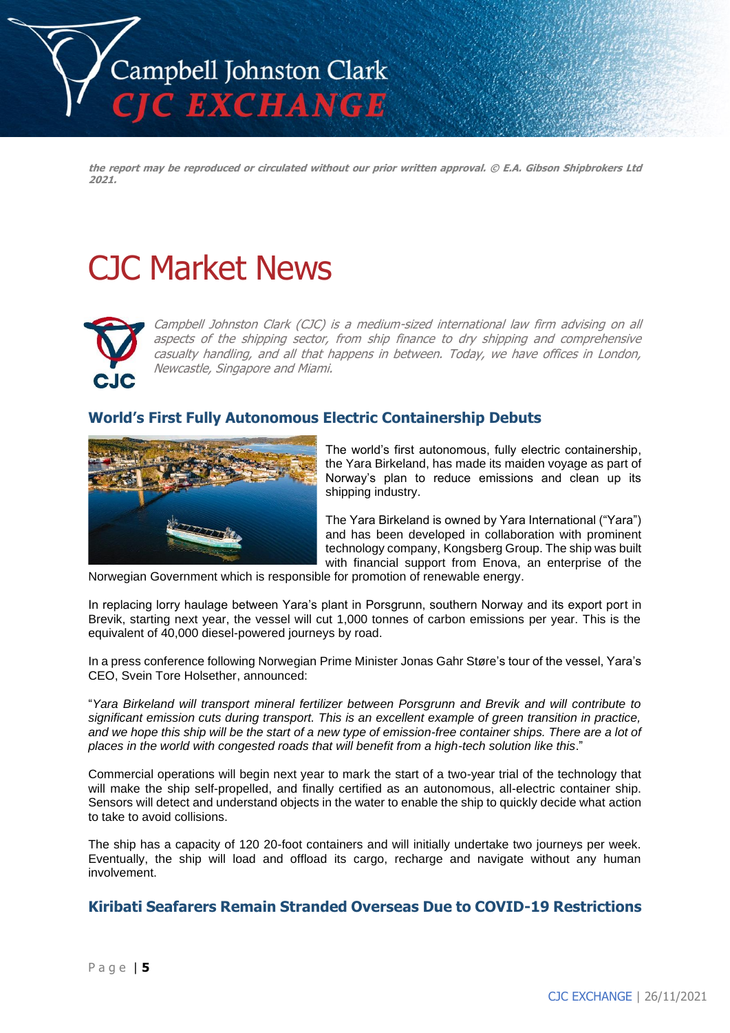*the report may be reproduced or circulated without our prior written approval. © E.A. Gibson Shipbrokers Ltd 2021.*

# CJC Market News

*Campbell Johnston Clark (CJC) is a medium-sized international law firm advising on all aspects of the shipping sector, from ship finance to dry shipping and comprehensive casualty handling, and all that happens in between. Today, we have offices in London, Newcastle, Singapore and Miami.*

## World's First Fully Autonomous Electric Containership Debuts

The world's first autonomous, fully electric containership, the Yara Birkeland, has made its maiden voyage as part of Norway's plan to reduce emissions and clean up its shipping industry.

The Yara Birkeland is owned by Yara International ("Yara") and has been developed in collaboration with prominent technology company, Kongsberg Group. The ship was built with financial support from Enova, an enterprise of the Norwegian Government which is responsible for promotion of renewable energy.

In replacing lorry haulage between Yara's plant in Porsgrunn, southern Norway and its export port in Brevik, starting next year, the vessel will cut 1,000 tonnes of carbon emissions per year. This is the equivalent of 40,000 diesel-powered journeys by road.

In a press conference following Norwegian Prime Minister Jonas Gahr Støre's tour of the vessel, Yara's CEO, Svein Tore Holsether, announced:

"*Yara Birkeland will transport mineral fertilizer between Porsgrunn and Brevik and will contribute to significant emission cuts during transport. This is an excellent example of green transition in practice, and we hope this ship will be the start of a new type of emission-free container ships. There are a lot of places in the world with congested roads that will benefit from a high-tech solution like this*."

Commercial operations will begin next year to mark the start of a two-year trial of the technology that will make the ship self-propelled, and finally certified as an autonomous, all-electric container ship. Sensors will detect and understand objects in the water to enable the ship to quickly decide what action to take to avoid collisions.

The ship has a capacity of 120 20-foot containers and will initially undertake two journeys per week. Eventually, the ship will load and offload its cargo, recharge and navigate without any human involvement.

## Kiribati Seafarers Remain Stranded Overseas Due to COVID-19 Restrictions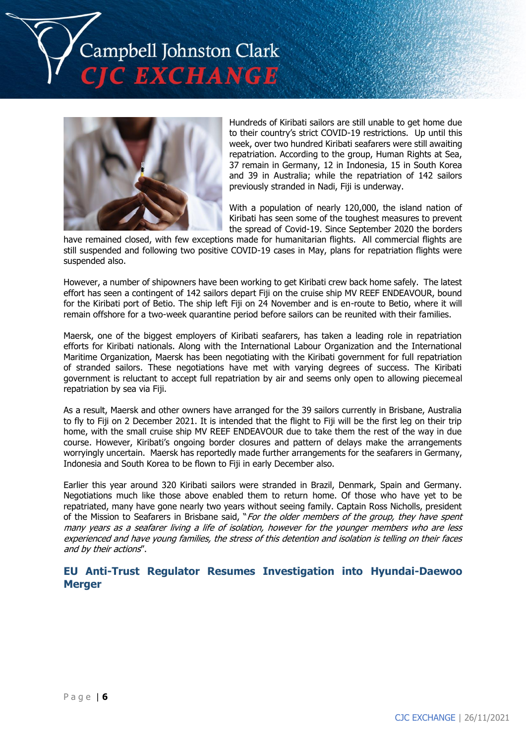Hundreds of Kiribati sailors are still unable to get home due to their country's strict COVID-19 restrictions. Up until this week, over two hundred Kiribati seafarers were still awaiting repatriation. According to the group, Human Rights at Sea, 37 remain in Germany, 12 in Indonesia, 15 in South Korea and 39 in Australia; while the repatriation of 142 sailors previously stranded in Nadi, Fiji is underway.

With a population of nearly 120,000, the island nation of Kiribati has seen some of the toughest measures to prevent the spread of Covid-19. Since September 2020 the borders have remained closed, with few exceptions made for humanitarian flights. All commercial flights are still suspended and following two positive COVID-19 cases in May, plans for repatriation flights were suspended also.

However, a number of shipowners have been working to get Kiribati crew back home safely. The latest effort has seen a contingent of 142 sailors depart Fiji on the cruise ship MV REEF ENDEAVOUR, bound for the Kiribati port of Betio. The ship left Fiji on 24 November and is en-route to Betio, where it will remain offshore for a two-week quarantine period before sailors can be reunited with their families.

Maersk, one of the biggest employers of Kiribati seafarers, has taken a leading role in repatriation efforts for Kiribati nationals. Along with the International Labour Organization and the International Maritime Organization, Maersk has been negotiating with the Kiribati government for full repatriation of stranded sailors. These negotiations have met with varying degrees of success. The Kiribati government is reluctant to accept full repatriation by air and seems only open to allowing piecemeal repatriation by sea via Fiji.

As a result, Maersk and other owners have arranged for the 39 sailors currently in Brisbane, Australia to fly to Fiji on 2 December 2021. It is intended that the flight to Fiji will be the first leg on their trip home, with the small cruise ship MV REEF ENDEAVOUR due to take them the rest of the way in due course. However, Kiribati's ongoing border closures and pattern of delays make the arrangements worryingly uncertain. Maersk has reportedly made further arrangements for the seafarers in Germany, Indonesia and South Korea to be flown to Fiji in early December also.

Earlier this year around 320 Kiribati sailors were stranded in Brazil, Denmark, Spain and Germany. Negotiations much like those above enabled them to return home. Of those who have yet to be repatriated, many have gone nearly two years without seeing family. Captain Ross Nicholls, president of the Mission to Seafarers in Brisbane said, "*For the older members of the group, they have spent many years as a seafarer living a life of isolation, however for the younger members who are less experienced and have young families, the stress of this detention and isolation is telling on their faces and by their actions*".

## EU Anti-Trust Regulator Resumes Investigation into Hyundai-Daewoo Merger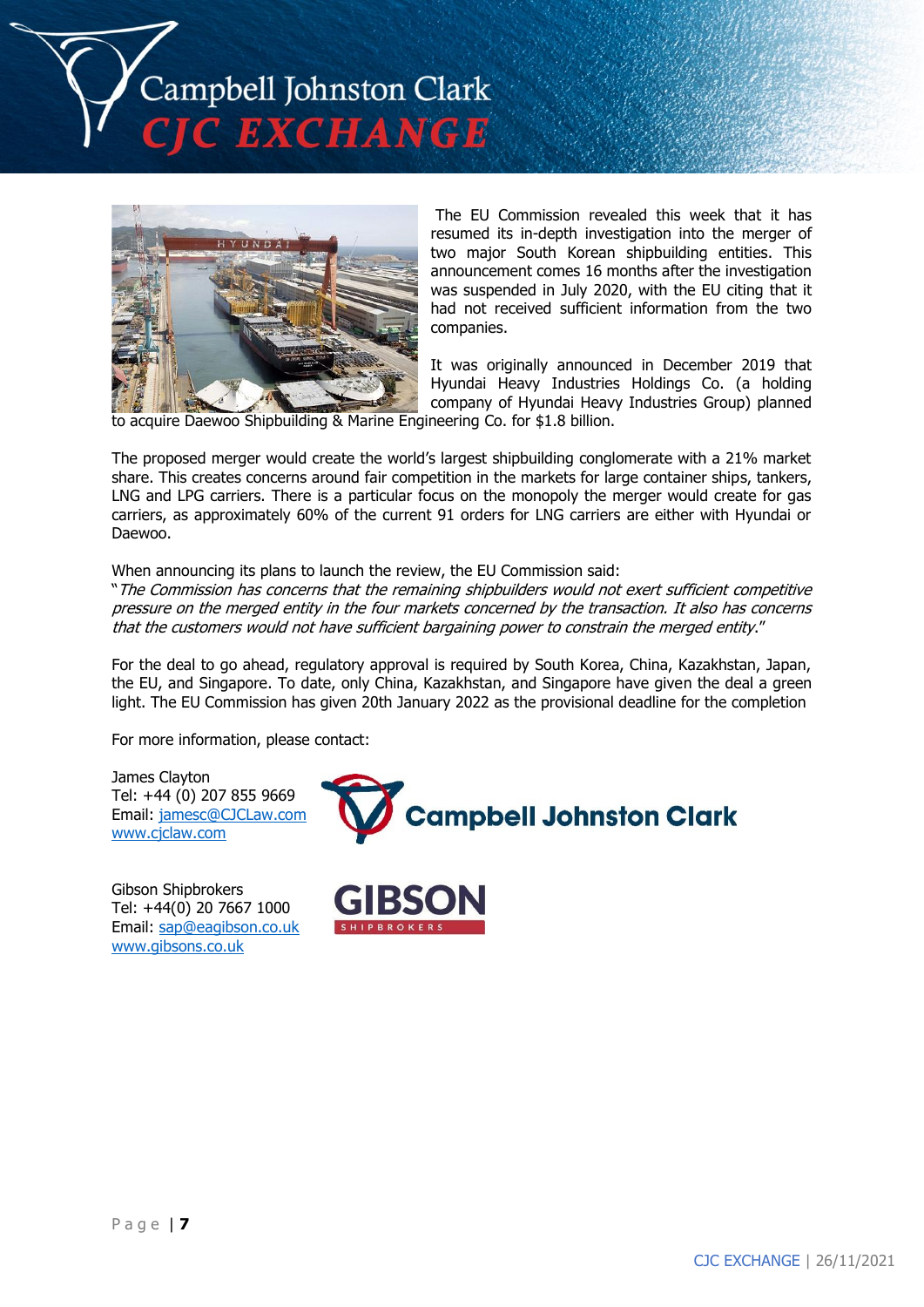The EU Commission revealed this week that it has resumed its in-depth investigation into the merger of two major South Korean shipbuilding entities. This announcement comes 16 months after the investigation was suspended in July 2020, with the EU citing that it had not received sufficient information from the two companies.

It was originally announced in December 2019 that Hyundai Heavy Industries Holdings Co. (a holding company of Hyundai Heavy Industries Group) planned to acquire Daewoo Shipbuilding & Marine Engineering Co. for $1.8 billion.

The proposed merger would create the world's largest shipbuilding conglomerate with a 21% market share. This creates concerns around fair competition in the markets for large container ships, tankers, LNG and LPG carriers. There is a particular focus on the monopoly the merger would create for gas carriers, as approximately 60% of the current 91 orders for LNG carriers are either with Hyundai or Daewoo.

When announcing its plans to launch the review, the EU Commission said:
"*The Commission has concerns that the remaining shipbuilders would not exert sufficient competitive pressure on the merged entity in the four markets concerned by the transaction. It also has concerns that the customers would not have sufficient bargaining power to constrain the merged entity.*"

For the deal to go ahead, regulatory approval is required by South Korea, China, Kazakhstan, Japan, the EU, and Singapore. To date, only China, Kazakhstan, and Singapore have given the deal a green light. The EU Commission has given 20th January 2022 as the provisional deadline for the completion

For more information, please contact:

James Clayton
Tel: +44 (0) 207 855 9669
Email: [jamesc@CJCLaw.com](mailto:jamesc@CJCLaw.com)
[www.cjclaw.com](http://www.cjclaw.com)

Gibson Shipbrokers
Tel: +44(0) 20 7667 1000
Email: [sap@eagibson.co.uk](mailto:sap@eagibson.co.uk)
[www.gibsons.co.uk](http://www.gibsons.co.uk)